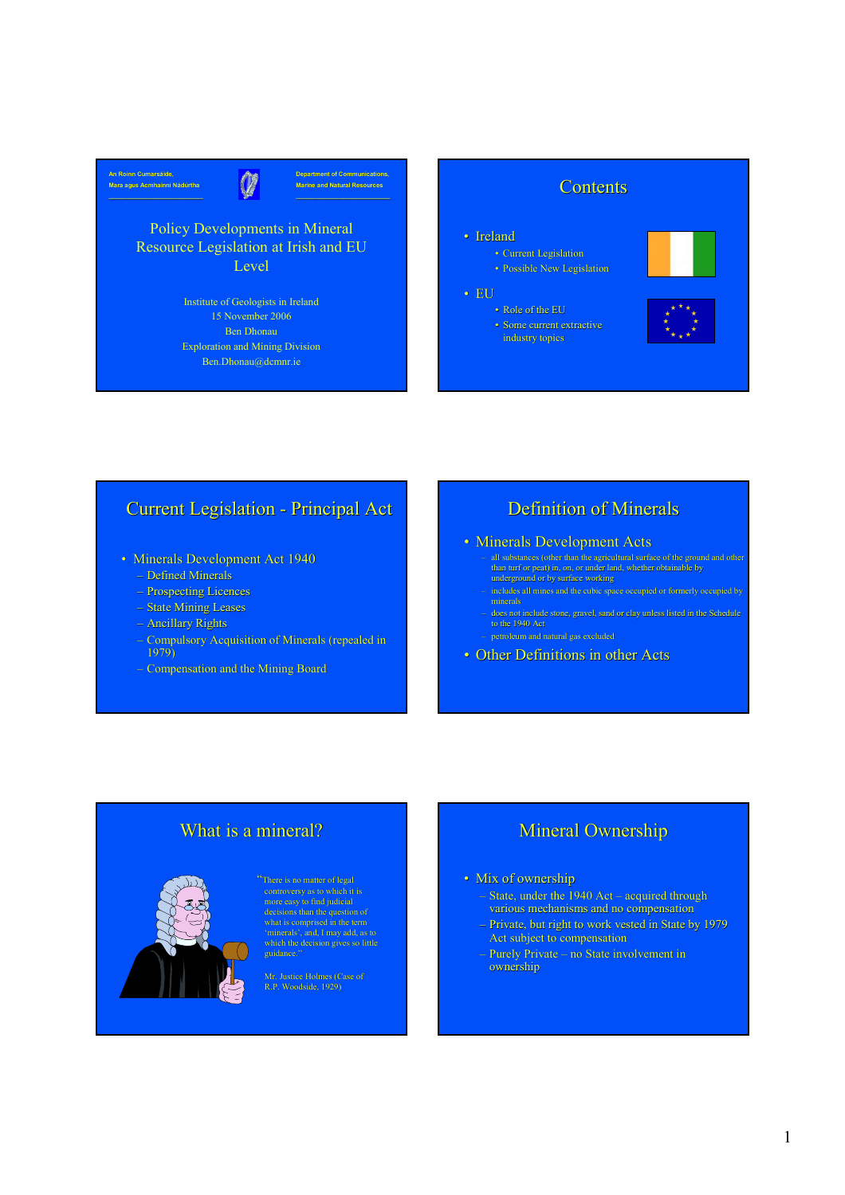An Roinn Cumarsáide, Mara agus Acmhainní Nádúrtha

Department of Communications, Marine and Natural Resources

# Policy Developments in Mineral Resource Legislation at Irish and EU Level

Institute of Geologists in Ireland
15 November 2006
Ben Dhonau
Exploration and Mining Division
Ben.Dhonau@dcmnr.ie

## Contents

- Ireland
  - Current Legislation
  - Possible New Legislation
- EU
  - Role of the EU
  - Some current extractive industry topics

## Current Legislation - Principal Act

- Minerals Development Act 1940
  - Defined Minerals
  - Prospecting Licences
  - State Mining Leases
  - Ancillary Rights
  - Compulsory Acquisition of Minerals (repealed in 1979)
  - Compensation and the Mining Board

## Definition of Minerals

- Minerals Development Acts
  - all substances (other than the agricultural surface of the ground and other than turf or peat) in, on, or under land, whether obtainable by underground or by surface working
  - includes all mines and the cubic space occupied or formerly occupied by minerals
  - does not include stone, gravel, sand or clay unless listed in the Schedule to the 1940 Act
  - petroleum and natural gas excluded
- Other Definitions in other Acts

## What is a mineral?

"There is no matter of legal controversy as to which it is more easy to find judicial decisions than the question of what is comprised in the term 'minerals', and, I may add, as to which the decision gives so little guidance."

Mr. Justice Holmes (Case of R.P. Woodside, 1929)

## Mineral Ownership

- Mix of ownership
  - State, under the 1940 Act – acquired through various mechanisms and no compensation
  - Private, but right to work vested in State by 1979 Act subject to compensation
  - Purely Private – no State involvement in ownership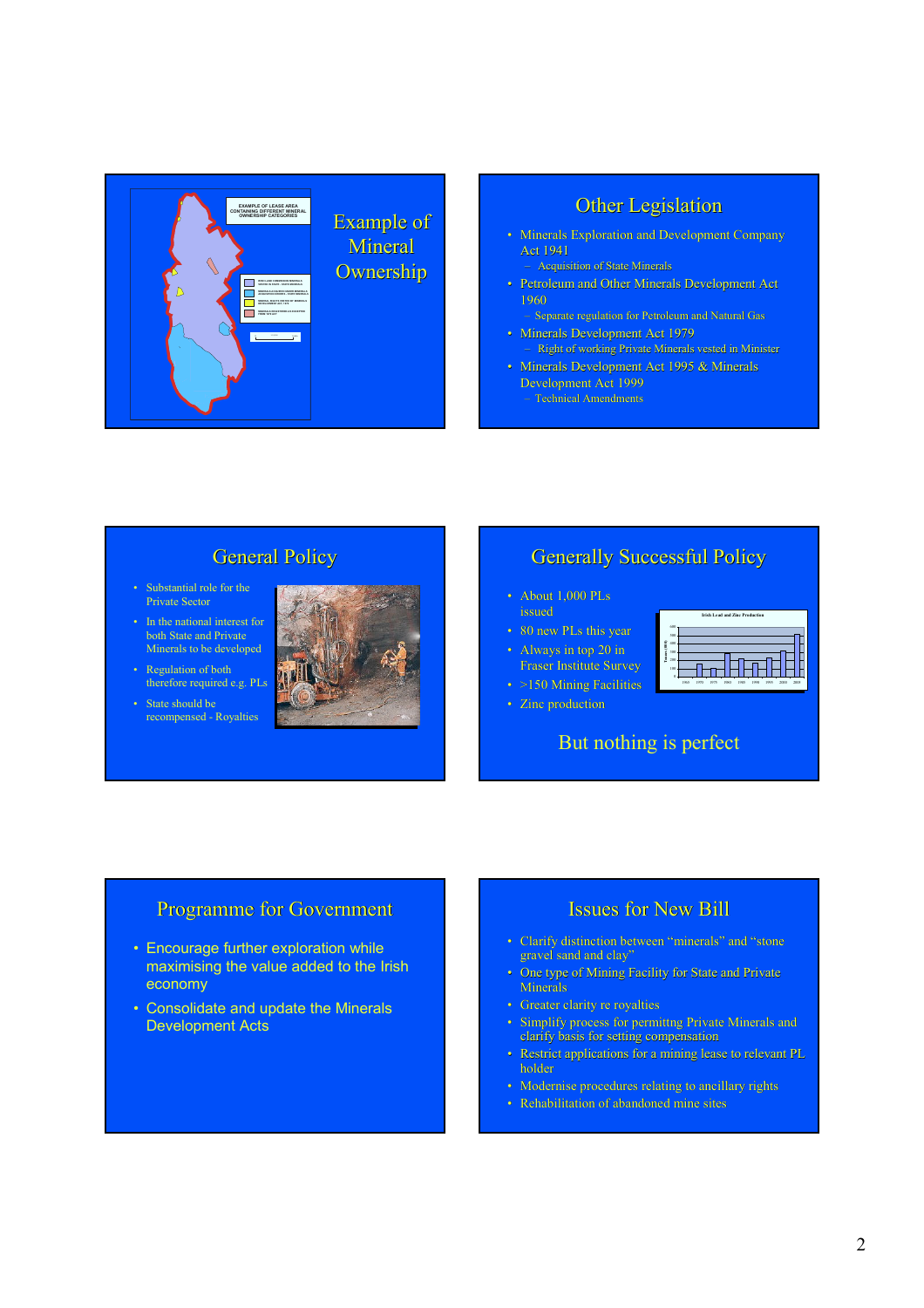## Example of Mineral Ownership

EXAMPLE OF LEASE AREA CONTAINING DIFFERENT MINERAL OWNERSHIP CATEGORIES

## Other Legislation

- Minerals Exploration and Development Company Act 1941
  - Acquisition of State Minerals
- Petroleum and Other Minerals Development Act 1960
  - Separate regulation for Petroleum and Natural Gas
- Minerals Development Act 1979
  - Right of working Private Minerals vested in Minister
- Minerals Development Act 1995 & Minerals Development Act 1999
  - Technical Amendments

## General Policy

- Substantial role for the Private Sector
- In the national interest for both State and Private Minerals to be developed
- Regulation of both therefore required e.g. PLs
- State should be recompensed - Royalties

## Generally Successful Policy

- About 1,000 PLs issued
- 80 new PLs this year
- Always in top 20 in Fraser Institute Survey
- >150 Mining Facilities
- Zinc production

Irish Lead and Zinc Production

But nothing is perfect

## Programme for Government

- Encourage further exploration while maximising the value added to the Irish economy
- Consolidate and update the Minerals Development Acts

## Issues for New Bill

- Clarify distinction between "minerals" and "stone gravel sand and clay"
- One type of Mining Facility for State and Private Minerals
- Greater clarity re royalties
- Simplify process for permittng Private Minerals and clarify basis for setting compensation
- Restrict applications for a mining lease to relevant PL holder
- Modernise procedures relating to ancillary rights
- Rehabilitation of abandoned mine sites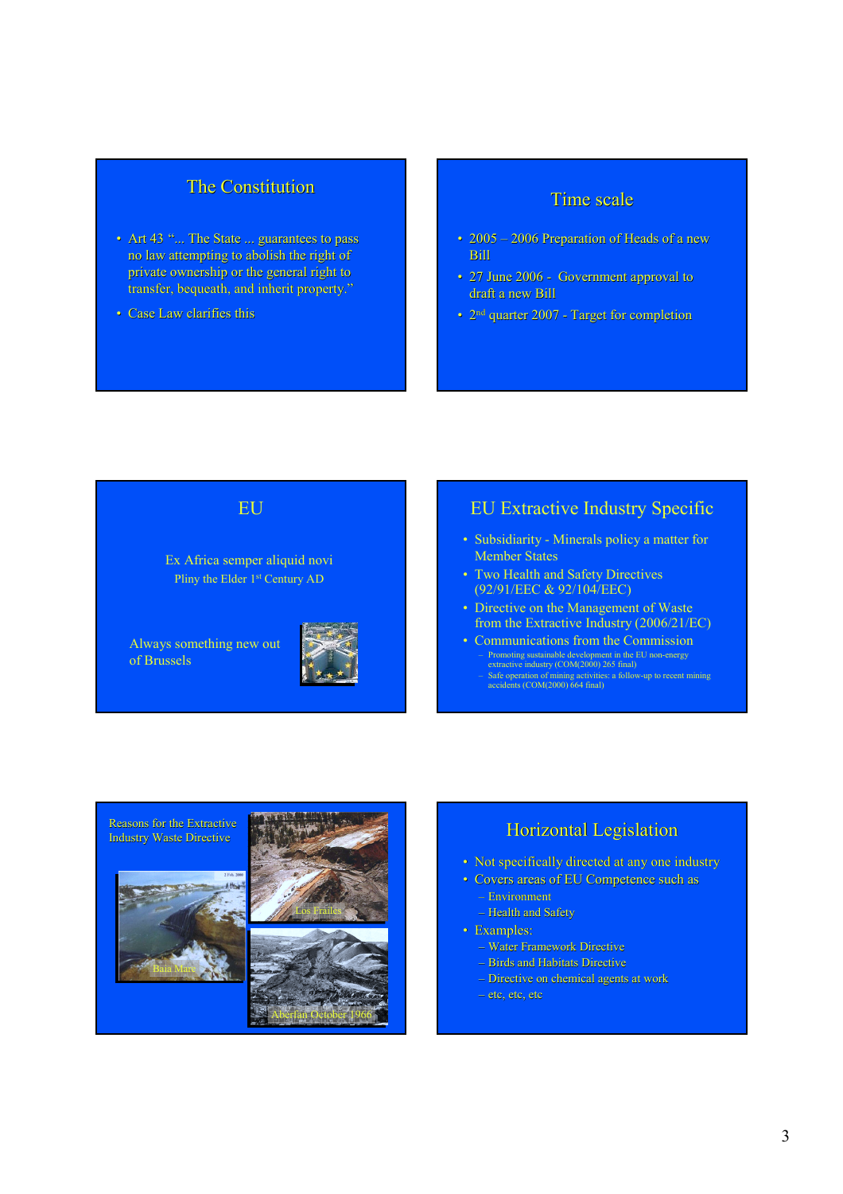## The Constitution

- Art 43 "... The State ... guarantees to pass no law attempting to abolish the right of private ownership or the general right to transfer, bequeath, and inherit property."
- Case Law clarifies this

## Time scale

- 2005 – 2006 Preparation of Heads of a new Bill
- 27 June 2006 - Government approval to draft a new Bill
- 2nd quarter 2007 - Target for completion

## EU

Ex Africa semper aliquid novi
Pliny the Elder 1st Century AD

Always something new out of Brussels

## EU Extractive Industry Specific

- Subsidiarity - Minerals policy a matter for Member States
- Two Health and Safety Directives (92/91/EEC & 92/104/EEC)
- Directive on the Management of Waste from the Extractive Industry (2006/21/EC)
- Communications from the Commission
  - Promoting sustainable development in the EU non-energy extractive industry (COM(2000) 265 final)
  - Safe operation of mining activities: a follow-up to recent mining accidents (COM(2000) 664 final)

## Reasons for the Extractive Industry Waste Directive

Los Frailes

Baia Mare

Aberfan October 1966

## Horizontal Legislation

- Not specifically directed at any one industry
- Covers areas of EU Competence such as
  - Environment
  - Health and Safety
- Examples:
  - Water Framework Directive
  - Birds and Habitats Directive
  - Directive on chemical agents at work
  - etc, etc, etc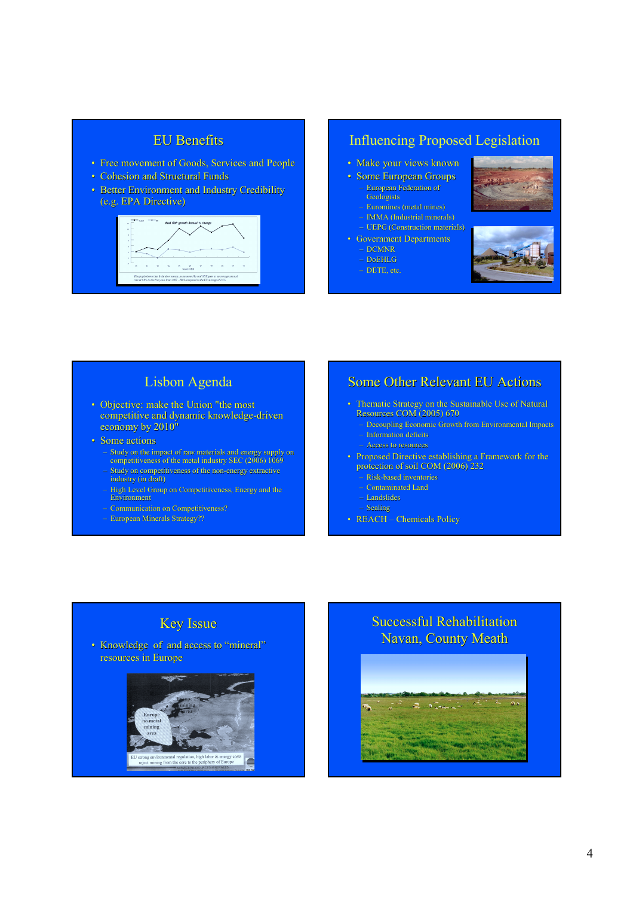## EU Benefits

- Free movement of Goods, Services and People
- Cohesion and Structural Funds
- Better Environment and Industry Credibility (e.g. EPA Directive)

Real GDP growth Annual % change

## Influencing Proposed Legislation

- Make your views known
- Some European Groups
  - European Federation of Geologists
  - Euromines (metal mines)
  - IMMA (Industrial minerals)
  - UEPG (Construction materials)
- Government Departments
  - DCMNR
  - DoEHLG
  - DETE, etc.

## Lisbon Agenda

- Objective: make the Union "the most competitive and dynamic knowledge-driven economy by 2010"
- Some actions
  - Study on the impact of raw materials and energy supply on competitiveness of the metal industry SEC (2006) 1069
  - Study on competitiveness of the non-energy extractive industry (in draft)
  - High Level Group on Competitiveness, Energy and the Environment
  - Communication on Competitiveness?
  - European Minerals Strategy??

## Some Other Relevant EU Actions

- Thematic Strategy on the Sustainable Use of Natural Resources COM (2005) 670
  - Decoupling Economic Growth from Environmental Impacts
  - Information deficits
  - Access to resources
- Proposed Directive establishing a Framework for the protection of soil COM (2006) 232
  - Risk-based inventories
  - Contaminated Land
  - Landslides
  - Sealing
- REACH – Chemicals Policy

## Key Issue

- Knowledge of and access to "mineral" resources in Europe

Europe 25 mining area

Europe no metal mining area

EU strong environmental regulation, high labor & energy costs reject mining from the core to the periphery of Europe

## Successful Rehabilitation Navan, County Meath